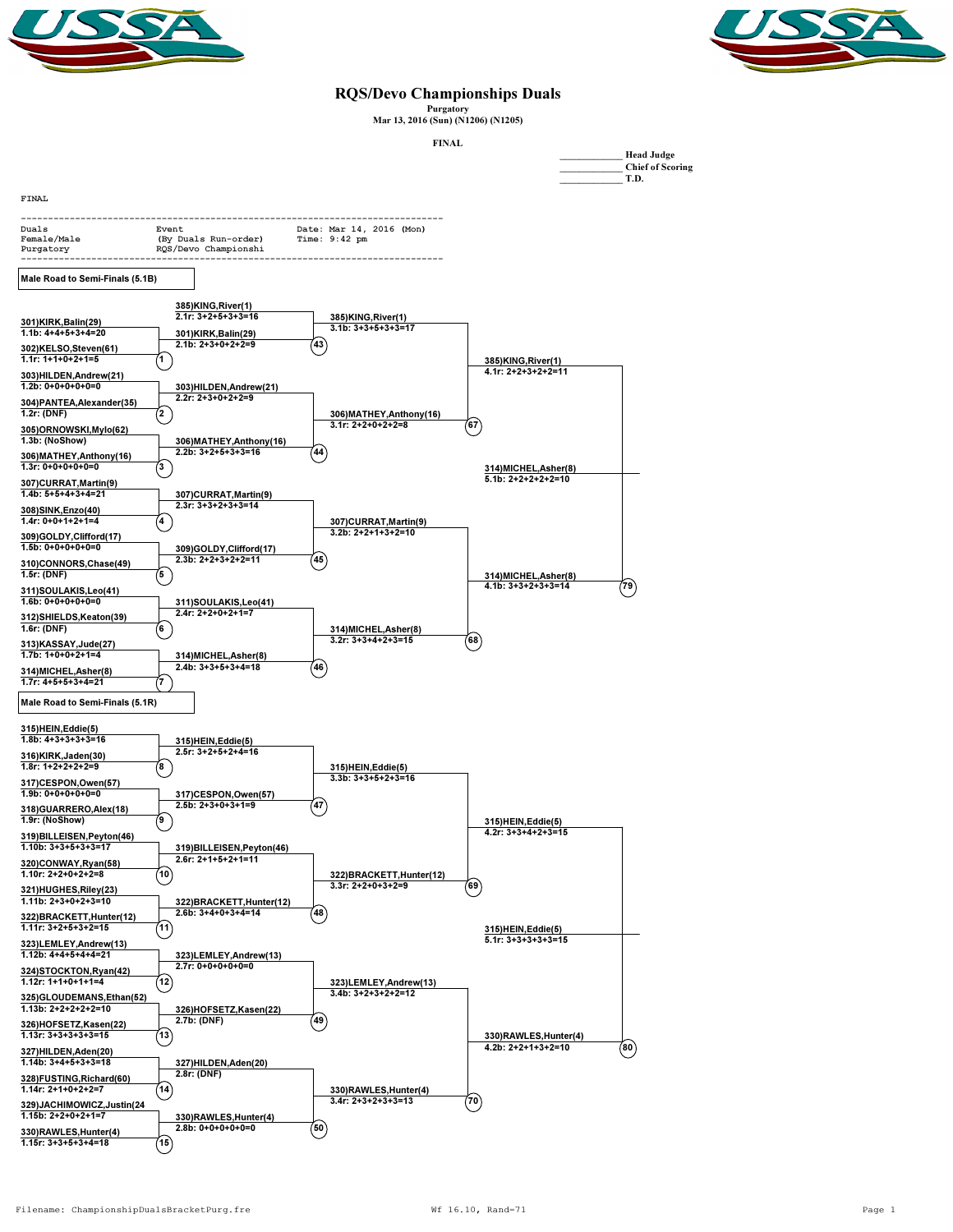# RQS/Devo Championships Duals

Purgatory
Mar 13, 2016 (Sun) (N1206) (N1205)

FINAL

____________ Head Judge
____________ Chief of Scoring
____________ T.D.

FINAL

```
------------------------------------------------------------------------
Duals                 Event                    Date: Mar 14, 2016 (Mon)
Female/Male           (By Duals Run-order)     Time: 9:42 pm
Purgatory             RQS/Devo Championshi
------------------------------------------------------------------------
```

## Male Road to Semi-Finals (5.1B)

**Round 1**

| Heat | Competitor | Score |
|---|---|---|
| 1 | 301)KIRK,Balin(29) | 1.1b: 4+4+5+3+4=20 |
| 1 | 302)KELSO,Steven(61) | 1.1r: 1+1+0+2+1=5 |
| 2 | 303)HILDEN,Andrew(21) | 1.2b: 0+0+0+0+0=0 |
| 2 | 304)PANTEA,Alexander(35) | 1.2r: (DNF) |
| 3 | 305)ORNOWSKI,Mylo(62) | 1.3b: (NoShow) |
| 3 | 306)MATHEY,Anthony(16) | 1.3r: 0+0+0+0+0=0 |
| 4 | 307)CURRAT,Martin(9) | 1.4b: 5+5+4+3+4=21 |
| 4 | 308)SINK,Enzo(40) | 1.4r: 0+0+1+2+1=4 |
| 5 | 309)GOLDY,Clifford(17) | 1.5b: 0+0+0+0+0=0 |
| 5 | 310)CONNORS,Chase(49) | 1.5r: (DNF) |
| 6 | 311)SOULAKIS,Leo(41) | 1.6b: 0+0+0+0+0=0 |
| 6 | 312)SHIELDS,Keaton(39) | 1.6r: (DNF) |
| 7 | 313)KASSAY,Jude(27) | 1.7b: 1+0+0+2+1=4 |
| 7 | 314)MICHEL,Asher(8) | 1.7r: 4+5+5+3+4=21 |

**Round 2**

| Heat | Competitor | Score |
|---|---|---|
| 43 | 385)KING,River(1) | 2.1r: 3+2+5+3+3=16 |
| 43 | 301)KIRK,Balin(29) | 2.1b: 2+3+0+2+2=9 |
| 44 | 303)HILDEN,Andrew(21) | 2.2r: 2+3+0+2+2=9 |
| 44 | 306)MATHEY,Anthony(16) | 2.2b: 3+2+5+3+3=16 |
| 45 | 307)CURRAT,Martin(9) | 2.3r: 3+3+2+3+3=14 |
| 45 | 309)GOLDY,Clifford(17) | 2.3b: 2+2+3+2+2=11 |
| 46 | 311)SOULAKIS,Leo(41) | 2.4r: 2+2+0+2+1=7 |
| 46 | 314)MICHEL,Asher(8) | 2.4b: 3+3+5+3+4=18 |

**Round 3**

| Heat | Competitor | Score |
|---|---|---|
| 67 | 385)KING,River(1) | 3.1b: 3+3+5+3+3=17 |
| 67 | 306)MATHEY,Anthony(16) | 3.1r: 2+2+0+2+2=8 |
| 68 | 307)CURRAT,Martin(9) | 3.2b: 2+2+1+3+2=10 |
| 68 | 314)MICHEL,Asher(8) | 3.2r: 3+3+4+2+3=15 |

**Round 4**

| Heat | Competitor | Score |
|---|---|---|
| 79 | 385)KING,River(1) | 4.1r: 2+2+3+2+2=11 |
| 79 | 314)MICHEL,Asher(8) | 4.1b: 3+3+2+3+3=14 |

**Winner:** 314)MICHEL,Asher(8) — 5.1b: 2+2+2+2+2=10

## Male Road to Semi-Finals (5.1R)

**Round 1**

| Heat | Competitor | Score |
|---|---|---|
| 8 | 315)HEIN,Eddie(5) | 1.8b: 4+3+3+3+3=16 |
| 8 | 316)KIRK,Jaden(30) | 1.8r: 1+2+2+2+2=9 |
| 9 | 317)CESPON,Owen(57) | 1.9b: 0+0+0+0+0=0 |
| 9 | 318)GUARRERO,Alex(18) | 1.9r: (NoShow) |
| 10 | 319)BILLEISEN,Peyton(46) | 1.10b: 3+3+5+3+3=17 |
| 10 | 320)CONWAY,Ryan(58) | 1.10r: 2+2+0+2+2=8 |
| 11 | 321)HUGHES,Riley(23) | 1.11b: 2+3+0+2+3=10 |
| 11 | 322)BRACKETT,Hunter(12) | 1.11r: 3+2+5+3+2=15 |
| 12 | 323)LEMLEY,Andrew(13) | 1.12b: 4+4+5+4+4=21 |
| 12 | 324)STOCKTON,Ryan(42) | 1.12r: 1+1+0+1+1=4 |
| 13 | 325)GLOUDEMANS,Ethan(52) | 1.13b: 2+2+2+2+2=10 |
| 13 | 326)HOFSETZ,Kasen(22) | 1.13r: 3+3+3+3+3=15 |
| 14 | 327)HILDEN,Aden(20) | 1.14b: 3+4+5+3+3=18 |
| 14 | 328)FUSTING,Richard(60) | 1.14r: 2+1+0+2+2=7 |
| 15 | 329)JACHIMOWICZ,Justin(24 | 1.15b: 2+2+0+2+1=7 |
| 15 | 330)RAWLES,Hunter(4) | 1.15r: 3+3+5+3+4=18 |

**Round 2**

| Heat | Competitor | Score |
|---|---|---|
| 47 | 315)HEIN,Eddie(5) | 2.5r: 3+2+5+2+4=16 |
| 47 | 317)CESPON,Owen(57) | 2.5b: 2+3+0+3+1=9 |
| 48 | 319)BILLEISEN,Peyton(46) | 2.6r: 2+1+5+2+1=11 |
| 48 | 322)BRACKETT,Hunter(12) | 2.6b: 3+4+0+3+4=14 |
| 49 | 323)LEMLEY,Andrew(13) | 2.7r: 0+0+0+0+0=0 |
| 49 | 326)HOFSETZ,Kasen(22) | 2.7b: (DNF) |
| 50 | 327)HILDEN,Aden(20) | 2.8r: (DNF) |
| 50 | 330)RAWLES,Hunter(4) | 2.8b: 0+0+0+0+0=0 |

**Round 3**

| Heat | Competitor | Score |
|---|---|---|
| 69 | 315)HEIN,Eddie(5) | 3.3b: 3+3+5+2+3=16 |
| 69 | 322)BRACKETT,Hunter(12) | 3.3r: 2+2+0+3+2=9 |
| 70 | 323)LEMLEY,Andrew(13) | 3.4b: 3+2+3+2+2=12 |
| 70 | 330)RAWLES,Hunter(4) | 3.4r: 2+3+2+3+3=13 |

**Round 4**

| Heat | Competitor | Score |
|---|---|---|
| 80 | 315)HEIN,Eddie(5) | 4.2r: 3+3+4+2+3=15 |
| 80 | 330)RAWLES,Hunter(4) | 4.2b: 2+2+1+3+2=10 |

**Winner:** 315)HEIN,Eddie(5) — 5.1r: 3+3+3+3+3=15

Filename: ChampionshipDualsBracketPurg.fre    Wf 16.10, Rand=71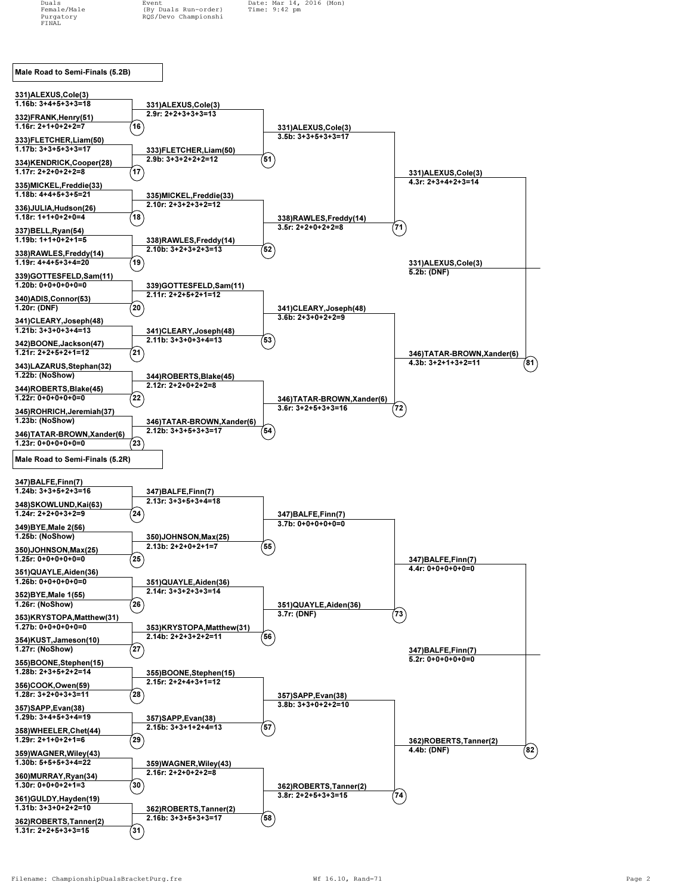Duals Female/Male Purgatory FINAL

Event (By Duals Run-order) RQS/Devo Championshi

Date: Mar 14, 2016 (Mon) Time: 9:42 pm

## Male Road to Semi-Finals (5.2B)

| Round 1 | Round 2 | Round 3 | Round 4 | Round 5 |
|---|---|---|---|---|
| 331)ALEXUS,Cole(3) 1.16b: 3+4+5+3+3=18 | 331)ALEXUS,Cole(3) 2.9r: 2+2+3+3+3=13 | 331)ALEXUS,Cole(3) 3.5b: 3+3+5+3+3=17 | 331)ALEXUS,Cole(3) 4.3r: 2+3+4+2+3=14 | 331)ALEXUS,Cole(3) 5.2b: (DNF) |
| 332)FRANK,Henry(51) 1.16r: 2+1+0+2+2=7 (16) | | | | |
| 333)FLETCHER,Liam(50) 1.17b: 3+3+5+3+3=17 | 333)FLETCHER,Liam(50) 2.9b: 3+3+2+2+2=12 (51) | | | |
| 334)KENDRICK,Cooper(28) 1.17r: 2+2+0+2+2=8 (17) | | | | |
| 335)MICKEL,Freddie(33) 1.18b: 4+4+5+3+5=21 | 335)MICKEL,Freddie(33) 2.10r: 2+3+2+3+2=12 | 338)RAWLES,Freddy(14) 3.5r: 2+2+0+2+2=8 (71) | | |
| 336)JULIA,Hudson(26) 1.18r: 1+1+0+2+0=4 (18) | | | | |
| 337)BELL,Ryan(54) 1.19b: 1+1+0+2+1=5 | 338)RAWLES,Freddy(14) 2.10b: 3+2+3+2+3=13 (52) | | | |
| 338)RAWLES,Freddy(14) 1.19r: 4+4+5+3+4=20 (19) | | | | |
| 339)GOTTESFELD,Sam(11) 1.20b: 0+0+0+0+0=0 | 339)GOTTESFELD,Sam(11) 2.11r: 2+2+5+2+1=12 | 341)CLEARY,Joseph(48) 3.6b: 2+3+0+2+2=9 | 346)TATAR-BROWN,Xander(6) 4.3b: 3+2+1+3+2=11 (81) | |
| 340)ADIS,Connor(53) 1.20r: (DNF) (20) | | | | |
| 341)CLEARY,Joseph(48) 1.21b: 3+3+0+3+4=13 | 341)CLEARY,Joseph(48) 2.11b: 3+3+0+3+4=13 (53) | | | |
| 342)BOONE,Jackson(47) 1.21r: 2+2+5+2+1=12 (21) | | | | |
| 343)LAZARUS,Stephan(32) 1.22b: (NoShow) | 344)ROBERTS,Blake(45) 2.12r: 2+2+0+2+2=8 | 346)TATAR-BROWN,Xander(6) 3.6r: 3+2+5+3+3=16 (72) | | |
| 344)ROBERTS,Blake(45) 1.22r: 0+0+0+0+0=0 (22) | | | | |
| 345)ROHRICH,Jeremiah(37) 1.23b: (NoShow) | 346)TATAR-BROWN,Xander(6) 2.12b: 3+3+5+3+3=17 (54) | | | |
| 346)TATAR-BROWN,Xander(6) 1.23r: 0+0+0+0+0=0 (23) | | | | |

## Male Road to Semi-Finals (5.2R)

| Round 1 | Round 2 | Round 3 | Round 4 | Round 5 |
|---|---|---|---|---|
| 347)BALFE,Finn(7) 1.24b: 3+3+5+2+3=16 | 347)BALFE,Finn(7) 2.13r: 3+3+5+3+4=18 | 347)BALFE,Finn(7) 3.7b: 0+0+0+0+0=0 | 347)BALFE,Finn(7) 4.4r: 0+0+0+0+0=0 | 347)BALFE,Finn(7) 5.2r: 0+0+0+0+0=0 |
| 348)SKOWLUND,Kai(63) 1.24r: 2+2+0+3+2=9 (24) | | | | |
| 349)BYE,Male 2(56) 1.25b: (NoShow) | 350)JOHNSON,Max(25) 2.13b: 2+2+0+2+1=7 (55) | | | |
| 350)JOHNSON,Max(25) 1.25r: 0+0+0+0+0=0 (25) | | | | |
| 351)QUAYLE,Aiden(36) 1.26b: 0+0+0+0+0=0 | 351)QUAYLE,Aiden(36) 2.14r: 3+3+2+3+3=14 | 351)QUAYLE,Aiden(36) 3.7r: (DNF) (73) | | |
| 352)BYE,Male 1(55) 1.26r: (NoShow) (26) | | | | |
| 353)KRYSTOPA,Matthew(31) 1.27b: 0+0+0+0+0=0 | 353)KRYSTOPA,Matthew(31) 2.14b: 2+2+3+2+2=11 (56) | | | |
| 354)KUST,Jameson(10) 1.27r: (NoShow) (27) | | | | |
| 355)BOONE,Stephen(15) 1.28b: 2+3+5+2+2=14 | 355)BOONE,Stephen(15) 2.15r: 2+2+4+3+1=12 | 357)SAPP,Evan(38) 3.8b: 3+3+0+2+2=10 | 362)ROBERTS,Tanner(2) 4.4b: (DNF) (82) | |
| 356)COOK,Owen(59) 1.28r: 3+2+0+3+3=11 (28) | | | | |
| 357)SAPP,Evan(38) 1.29b: 3+4+5+3+4=19 | 357)SAPP,Evan(38) 2.15b: 3+3+1+2+4=13 (57) | | | |
| 358)WHEELER,Chet(44) 1.29r: 2+1+0+2+1=6 (29) | | | | |
| 359)WAGNER,Wiley(43) 1.30b: 5+5+5+3+4=22 | 359)WAGNER,Wiley(43) 2.16r: 2+2+0+2+2=8 | 362)ROBERTS,Tanner(2) 3.8r: 2+2+5+3+3=15 (74) | | |
| 360)MURRAY,Ryan(34) 1.30r: 0+0+0+2+1=3 (30) | | | | |
| 361)GULDY,Hayden(19) 1.31b: 3+3+0+2+2=10 | 362)ROBERTS,Tanner(2) 2.16b: 3+3+5+3+3=17 (58) | | | |
| 362)ROBERTS,Tanner(2) 1.31r: 2+2+5+3+3=15 (31) | | | | |

Filename: ChampionshipDualsBracketPurg.fre Wf 16.10, Rand=71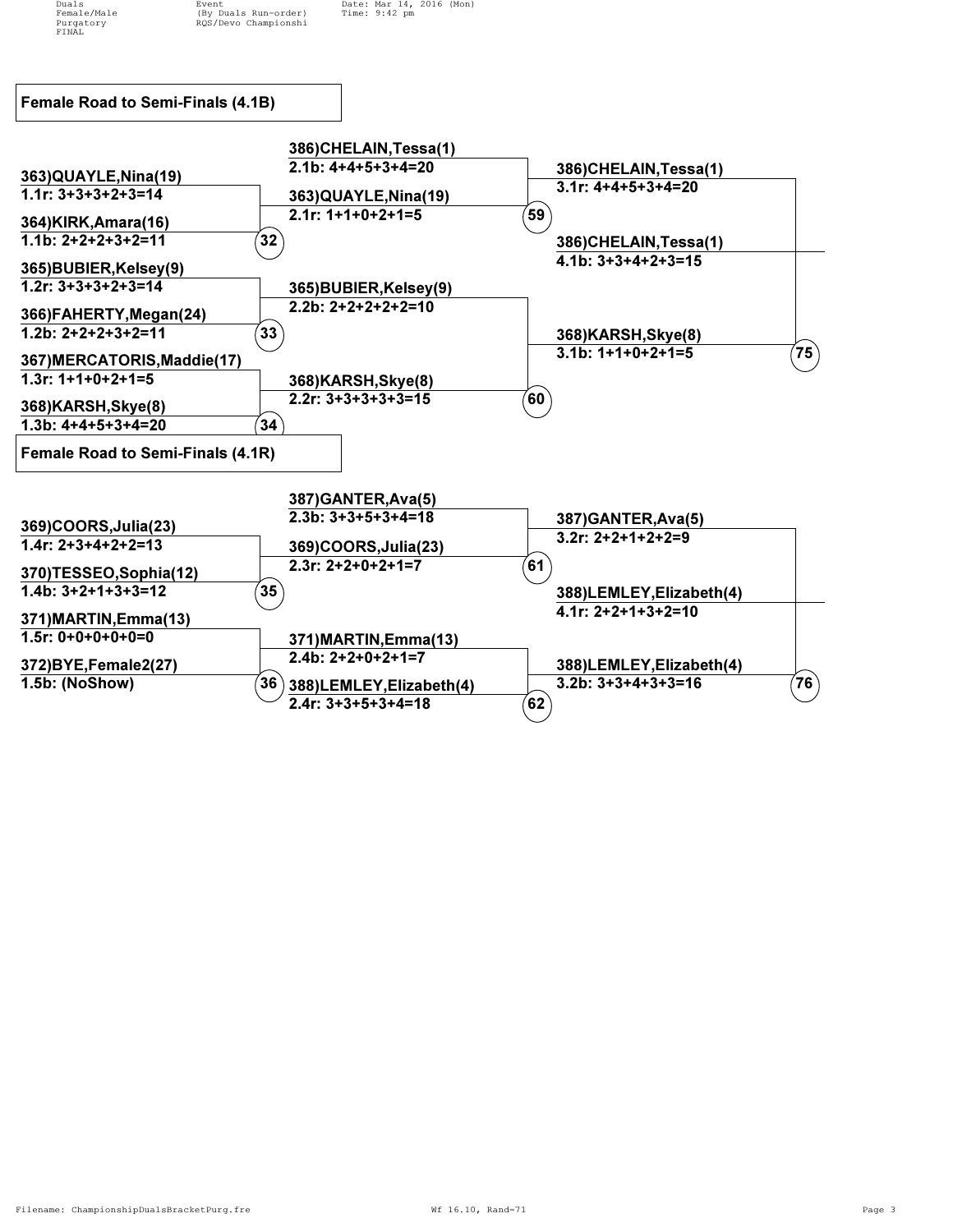Duals
Female/Male
Purgatory
FINAL

Event
(By Duals Run-order)
RQS/Devo Championshi

Date: Mar 14, 2016 (Mon)
Time: 9:42 pm

## Female Road to Semi-Finals (4.1B)

**Round 1**

- 363)QUAYLE,Nina(19) — 1.1r: 3+3+3+2+3=14
- 364)KIRK,Amara(16) — 1.1b: 2+2+2+3+2=11 — (32)
- 365)BUBIER,Kelsey(9) — 1.2r: 3+3+3+2+3=14
- 366)FAHERTY,Megan(24) — 1.2b: 2+2+2+3+2=11 — (33)
- 367)MERCATORIS,Maddie(17) — 1.3r: 1+1+0+2+1=5
- 368)KARSH,Skye(8) — 1.3b: 4+4+5+3+4=20 — (34)

**Round 2**

- 386)CHELAIN,Tessa(1) — 2.1b: 4+4+5+3+4=20
- 363)QUAYLE,Nina(19) — 2.1r: 1+1+0+2+1=5 — (59)
- 365)BUBIER,Kelsey(9) — 2.2b: 2+2+2+2+2=10
- 368)KARSH,Skye(8) — 2.2r: 3+3+3+3+3=15 — (60)

**Round 3**

- 386)CHELAIN,Tessa(1) — 3.1r: 4+4+5+3+4=20
- 368)KARSH,Skye(8) — 3.1b: 1+1+0+2+1=5 — (75)

**Round 4**

- 386)CHELAIN,Tessa(1) — 4.1b: 3+3+4+2+3=15

## Female Road to Semi-Finals (4.1R)

**Round 1**

- 369)COORS,Julia(23) — 1.4r: 2+3+4+2+2=13
- 370)TESSEO,Sophia(12) — 1.4b: 3+2+1+3+3=12 — (35)
- 371)MARTIN,Emma(13) — 1.5r: 0+0+0+0+0=0
- 372)BYE,Female2(27) — 1.5b: (NoShow) — (36)

**Round 2**

- 387)GANTER,Ava(5) — 2.3b: 3+3+5+3+4=18
- 369)COORS,Julia(23) — 2.3r: 2+2+0+2+1=7 — (61)
- 371)MARTIN,Emma(13) — 2.4b: 2+2+0+2+1=7
- 388)LEMLEY,Elizabeth(4) — 2.4r: 3+3+5+3+4=18 — (62)

**Round 3**

- 387)GANTER,Ava(5) — 3.2r: 2+2+1+2+2=9
- 388)LEMLEY,Elizabeth(4) — 3.2b: 3+3+4+3+3=16 — (76)

**Round 4**

- 388)LEMLEY,Elizabeth(4) — 4.1r: 2+2+1+3+2=10

Filename: ChampionshipDualsBracketPurg.fre    Wf 16.10, Rand=71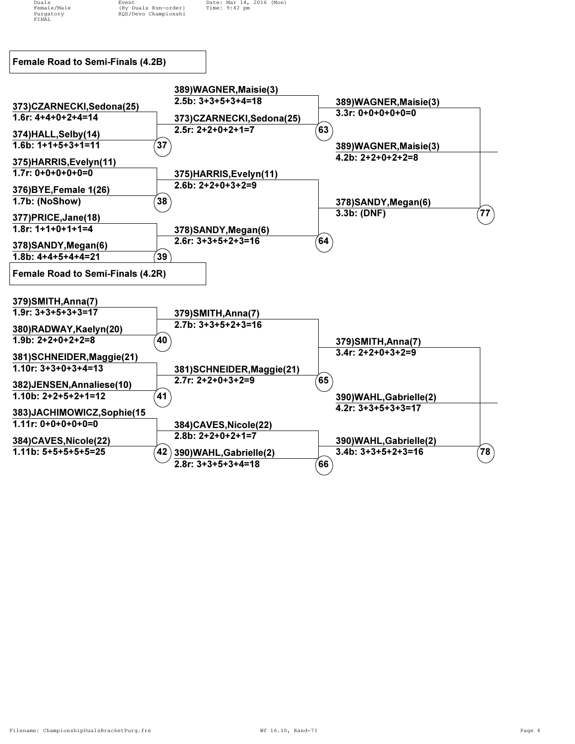Duals Female/Male Purgatory FINAL | Event (By Duals Run-order) RQS/Devo Championshi | Date: Mar 14, 2016 (Mon) Time: 9:42 pm

## Female Road to Semi-Finals (4.2B)

**Round 1**

- 373)CZARNECKI,Sedona(25) — 1.6r: 4+4+0+2+4=14
- 374)HALL,Selby(14) — 1.6b: 1+1+5+3+1=11
- (37)

- 375)HARRIS,Evelyn(11) — 1.7r: 0+0+0+0+0=0
- 376)BYE,Female 1(26) — 1.7b: (NoShow)
- (38)

- 377)PRICE,Jane(18) — 1.8r: 1+1+0+1+1=4
- 378)SANDY,Megan(6) — 1.8b: 4+4+5+4+4=21
- (39)

**Round 2**

- 389)WAGNER,Maisie(3) — 2.5b: 3+3+5+3+4=18
- 373)CZARNECKI,Sedona(25) — 2.5r: 2+2+0+2+1=7
- (63)

- 375)HARRIS,Evelyn(11) — 2.6b: 2+2+0+3+2=9
- 378)SANDY,Megan(6) — 2.6r: 3+3+5+2+3=16
- (64)

**Round 3**

- 389)WAGNER,Maisie(3) — 3.3r: 0+0+0+0+0=0
- 378)SANDY,Megan(6) — 3.3b: (DNF)
- (77)

**Winner**

- 389)WAGNER,Maisie(3) — 4.2b: 2+2+0+2+2=8

## Female Road to Semi-Finals (4.2R)

**Round 1**

- 379)SMITH,Anna(7) — 1.9r: 3+3+5+3+3=17
- 380)RADWAY,Kaelyn(20) — 1.9b: 2+2+0+2+2=8
- (40)

- 381)SCHNEIDER,Maggie(21) — 1.10r: 3+3+0+3+4=13
- 382)JENSEN,Annaliese(10) — 1.10b: 2+2+5+2+1=12
- (41)

- 383)JACHIMOWICZ,Sophie(15 — 1.11r: 0+0+0+0+0=0
- 384)CAVES,Nicole(22) — 1.11b: 5+5+5+5+5=25
- (42)

**Round 2**

- 379)SMITH,Anna(7) — 2.7b: 3+3+5+2+3=16
- 381)SCHNEIDER,Maggie(21) — 2.7r: 2+2+0+3+2=9
- (65)

- 384)CAVES,Nicole(22) — 2.8b: 2+2+0+2+1=7
- 390)WAHL,Gabrielle(2) — 2.8r: 3+3+5+3+4=18
- (66)

**Round 3**

- 379)SMITH,Anna(7) — 3.4r: 2+2+0+3+2=9
- 390)WAHL,Gabrielle(2) — 3.4b: 3+3+5+2+3=16
- (78)

**Winner**

- 390)WAHL,Gabrielle(2) — 4.2r: 3+3+5+3+3=17

Filename: ChampionshipDualsBracketPurg.fre | Wf 16.10, Rand=71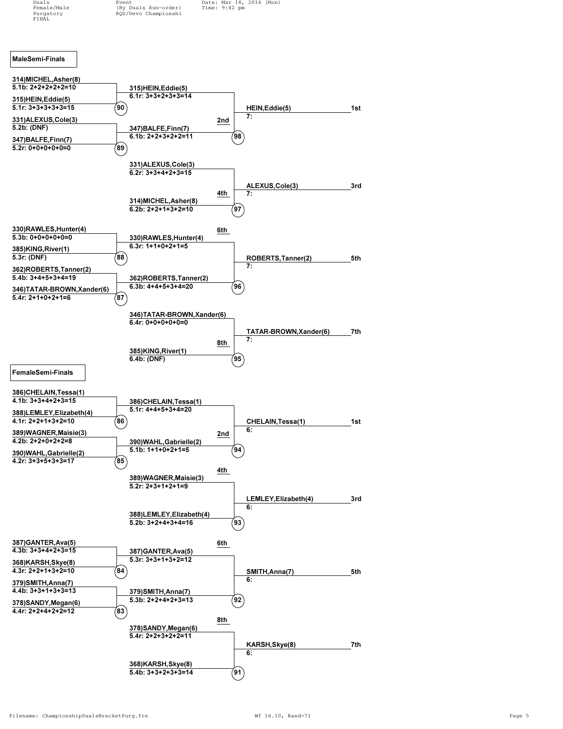Duals
Female/Male
Purgatory
FINAL

Event
(By Duals Run-order)
RQS/Devo Championshi

Date: Mar 14, 2016 (Mon)
Time: 9:42 pm

## MaleSemi-Finals

314)MICHEL,Asher(8)
5.1b: 2+2+2+2+2=10

315)HEIN,Eddie(5)
5.1r: 3+3+3+3+3=15

(90)

315)HEIN,Eddie(5)
6.1r: 3+3+2+3+3=14

331)ALEXUS,Cole(3)
5.2b: (DNF)

347)BALFE,Finn(7)
5.2r: 0+0+0+0+0=0

(89)

347)BALFE,Finn(7)
6.1b: 2+2+3+2+2=11

2nd

(98)

HEIN,Eddie(5) 1st
7:

331)ALEXUS,Cole(3)
6.2r: 3+3+4+2+3=15

4th

314)MICHEL,Asher(8)
6.2b: 2+2+1+3+2=10

(97)

ALEXUS,Cole(3) 3rd
7:

330)RAWLES,Hunter(4)
5.3b: 0+0+0+0+0=0

385)KING,River(1)
5.3r: (DNF)

(88)

330)RAWLES,Hunter(4)
6.3r: 1+1+0+2+1=5

6th

362)ROBERTS,Tanner(2)
5.4b: 3+4+5+3+4=19

346)TATAR-BROWN,Xander(6)
5.4r: 2+1+0+2+1=6

(87)

362)ROBERTS,Tanner(2)
6.3b: 4+4+5+3+4=20

(96)

ROBERTS,Tanner(2) 5th
7:

346)TATAR-BROWN,Xander(6)
6.4r: 0+0+0+0+0=0

8th

385)KING,River(1)
6.4b: (DNF)

(95)

TATAR-BROWN,Xander(6) 7th
7:

## FemaleSemi-Finals

386)CHELAIN,Tessa(1)
4.1b: 3+3+4+2+3=15

388)LEMLEY,Elizabeth(4)
4.1r: 2+2+1+3+2=10

(86)

386)CHELAIN,Tessa(1)
5.1r: 4+4+5+3+4=20

389)WAGNER,Maisie(3)
4.2b: 2+2+0+2+2=8

390)WAHL,Gabrielle(2)
4.2r: 3+3+5+3+3=17

(85)

390)WAHL,Gabrielle(2)
5.1b: 1+1+0+2+1=5

2nd

(94)

CHELAIN,Tessa(1) 1st
6:

4th

389)WAGNER,Maisie(3)
5.2r: 2+3+1+2+1=9

388)LEMLEY,Elizabeth(4)
5.2b: 3+2+4+3+4=16

(93)

LEMLEY,Elizabeth(4) 3rd
6:

387)GANTER,Ava(5)
4.3b: 3+3+4+2+3=15

368)KARSH,Skye(8)
4.3r: 2+2+1+3+2=10

(84)

387)GANTER,Ava(5)
5.3r: 3+3+1+3+2=12

6th

379)SMITH,Anna(7)
4.4b: 3+3+1+3+3=13

378)SANDY,Megan(6)
4.4r: 2+2+4+2+2=12

(83)

379)SMITH,Anna(7)
5.3b: 2+2+4+2+3=13

(92)

SMITH,Anna(7) 5th
6:

8th

378)SANDY,Megan(6)
5.4r: 2+2+3+2+2=11

368)KARSH,Skye(8)
5.4b: 3+3+2+3+3=14

(91)

KARSH,Skye(8) 7th
6:

Filename: ChampionshipDualsBracketPurg.fre    Wf 16.10, Rand=71